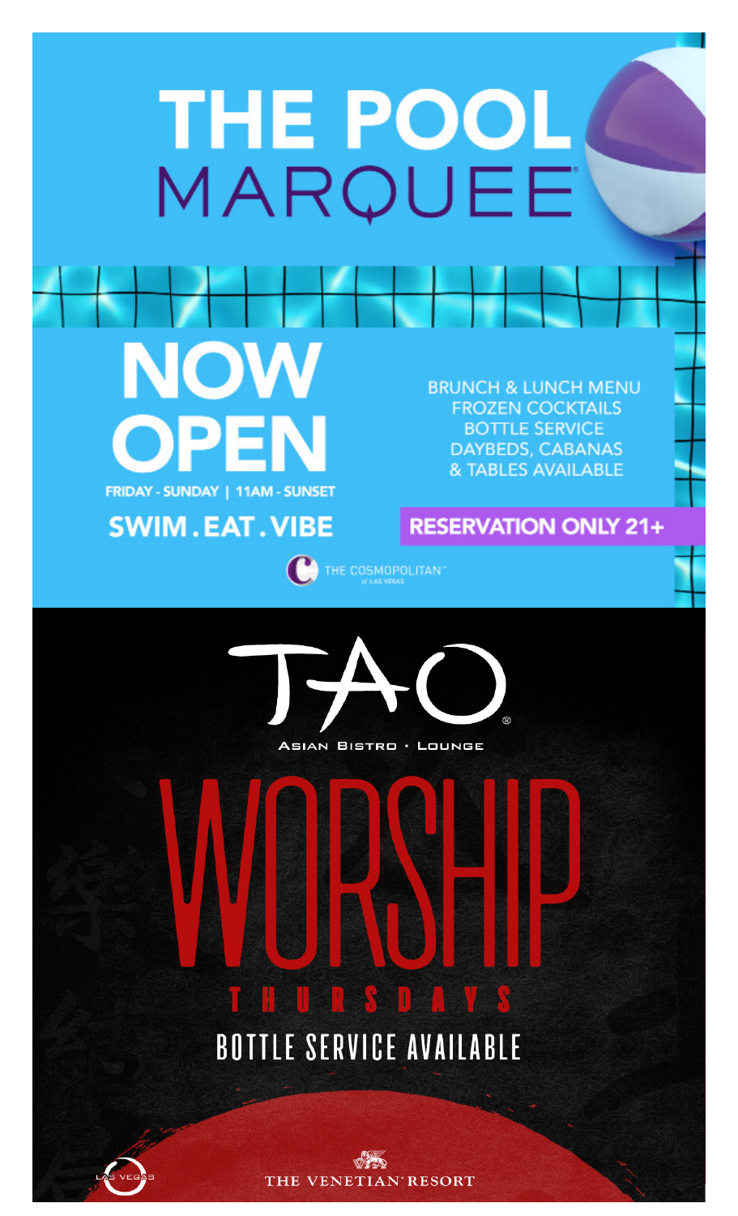# THE POOL MARQUEE

## NOW OPEN

FRIDAY - SUNDAY | 11AM - SUNSET

**SWIM . EAT . VIBE**

BRUNCH & LUNCH MENU
FROZEN COCKTAILS
BOTTLE SERVICE
DAYBEDS, CABANAS
& TABLES AVAILABLE

**RESERVATION ONLY 21+**

THE COSMOPOLITAN of LAS VEGAS

# TAO®

ASIAN BISTRO · LOUNGE

## WORSHIP

THURSDAYS

BOTTLE SERVICE AVAILABLE

LAS VEGAS

THE VENETIAN RESORT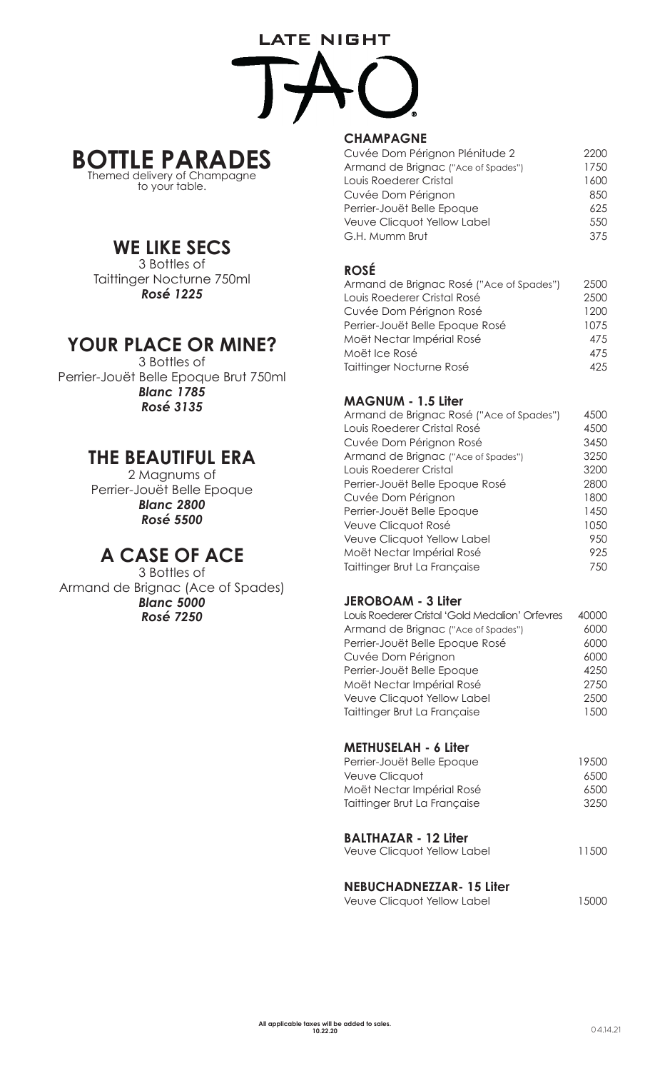# LATE NIGHT TAO

## BOTTLE PARADES

Themed delivery of Champagne to your table.

### WE LIKE SECS

3 Bottles of
Taittinger Nocturne 750ml
***Rosé 1225***

### YOUR PLACE OR MINE?

3 Bottles of
Perrier-Jouët Belle Epoque Brut 750ml
***Blanc 1785***
***Rosé 3135***

### THE BEAUTIFUL ERA

2 Magnums of
Perrier-Jouët Belle Epoque
***Blanc 2800***
***Rosé 5500***

### A CASE OF ACE

3 Bottles of
Armand de Brignac (Ace of Spades)
***Blanc 5000***
***Rosé 7250***

## CHAMPAGNE

| | |
|---|---|
| Cuvée Dom Pérignon Plénitude 2 | 2200 |
| Armand de Brignac ("Ace of Spades") | 1750 |
| Louis Roederer Cristal | 1600 |
| Cuvée Dom Pérignon | 850 |
| Perrier-Jouët Belle Epoque | 625 |
| Veuve Clicquot Yellow Label | 550 |
| G.H. Mumm Brut | 375 |

## ROSÉ

| | |
|---|---|
| Armand de Brignac Rosé ("Ace of Spades") | 2500 |
| Louis Roederer Cristal Rosé | 2500 |
| Cuvée Dom Pérignon Rosé | 1200 |
| Perrier-Jouët Belle Epoque Rosé | 1075 |
| Moët Nectar Impérial Rosé | 475 |
| Moët Ice Rosé | 475 |
| Taittinger Nocturne Rosé | 425 |

## MAGNUM - 1.5 Liter

| | |
|---|---|
| Armand de Brignac Rosé ("Ace of Spades") | 4500 |
| Louis Roederer Cristal Rosé | 4500 |
| Cuvée Dom Pérignon Rosé | 3450 |
| Armand de Brignac ("Ace of Spades") | 3250 |
| Louis Roederer Cristal | 3200 |
| Perrier-Jouët Belle Epoque Rosé | 2800 |
| Cuvée Dom Pérignon | 1800 |
| Perrier-Jouët Belle Epoque | 1450 |
| Veuve Clicquot Rosé | 1050 |
| Veuve Clicquot Yellow Label | 950 |
| Moët Nectar Impérial Rosé | 925 |
| Taittinger Brut La Française | 750 |

## JEROBOAM - 3 Liter

| | |
|---|---|
| Louis Roederer Cristal 'Gold Medalion' Orfevres | 40000 |
| Armand de Brignac ("Ace of Spades") | 6000 |
| Perrier-Jouët Belle Epoque Rosé | 6000 |
| Cuvée Dom Pérignon | 6000 |
| Perrier-Jouët Belle Epoque | 4250 |
| Moët Nectar Impérial Rosé | 2750 |
| Veuve Clicquot Yellow Label | 2500 |
| Taittinger Brut La Française | 1500 |

## METHUSELAH - 6 Liter

| | |
|---|---|
| Perrier-Jouët Belle Epoque | 19500 |
| Veuve Clicquot | 6500 |
| Moët Nectar Impérial Rosé | 6500 |
| Taittinger Brut La Française | 3250 |

## BALTHAZAR - 12 Liter

| | |
|---|---|
| Veuve Clicquot Yellow Label | 11500 |

## NEBUCHADNEZZAR- 15 Liter

| | |
|---|---|
| Veuve Clicquot Yellow Label | 15000 |

**All applicable taxes will be added to sales.**
**10.22.20**

04.14.21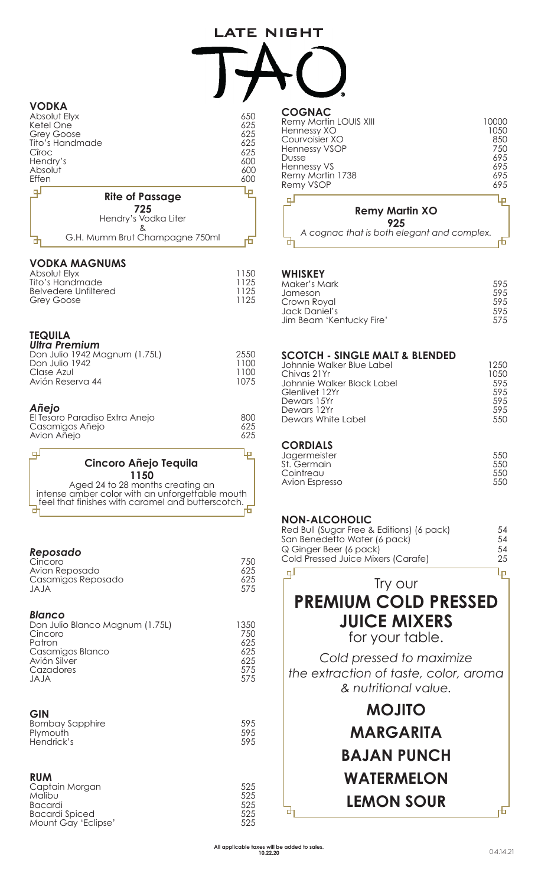# LATE NIGHT TAO

## VODKA

| | |
|---|---|
| Absolut Elyx | 650 |
| Ketel One | 625 |
| Grey Goose | 625 |
| Tito's Handmade | 625 |
| Cîroc | 625 |
| Hendry's | 600 |
| Absolut | 600 |
| Effen | 600 |

**Rite of Passage**
**725**
Hendry's Vodka Liter
&
G.H. Mumm Brut Champagne 750ml

## VODKA MAGNUMS

| | |
|---|---|
| Absolut Elyx | 1150 |
| Tito's Handmade | 1125 |
| Belvedere Unfiltered | 1125 |
| Grey Goose | 1125 |

## TEQUILA

### *Ultra Premium*

| | |
|---|---|
| Don Julio 1942 Magnum (1.75L) | 2550 |
| Don Julio 1942 | 1100 |
| Clase Azul | 1100 |
| Avión Reserva 44 | 1075 |

### *Añejo*

| | |
|---|---|
| El Tesoro Paradiso Extra Anejo | 800 |
| Casamigos Añejo | 625 |
| Avion Añejo | 625 |

**Cincoro Añejo Tequila**
**1150**
Aged 24 to 28 months creating an intense amber color with an unforgettable mouth feel that finishes with caramel and butterscotch.

### *Reposado*

| | |
|---|---|
| Cincoro | 750 |
| Avion Reposado | 625 |
| Casamigos Reposado | 625 |
| JAJA | 575 |

### *Blanco*

| | |
|---|---|
| Don Julio Blanco Magnum (1.75L) | 1350 |
| Cincoro | 750 |
| Patron | 625 |
| Casamigos Blanco | 625 |
| Avión Silver | 625 |
| Cazadores | 575 |
| JAJA | 575 |

## GIN

| | |
|---|---|
| Bombay Sapphire | 595 |
| Plymouth | 595 |
| Hendrick's | 595 |

## RUM

| | |
|---|---|
| Captain Morgan | 525 |
| Malibu | 525 |
| Bacardi | 525 |
| Bacardi Spiced | 525 |
| Mount Gay 'Eclipse' | 525 |

## COGNAC

| | |
|---|---|
| Remy Martin LOUIS XIII | 10000 |
| Hennessy XO | 1050 |
| Courvoisier XO | 850 |
| Hennessy VSOP | 750 |
| Dusse | 695 |
| Hennessy VS | 695 |
| Remy Martin 1738 | 695 |
| Remy VSOP | 695 |

**Remy Martin XO**
**925**
*A cognac that is both elegant and complex.*

## WHISKEY

| | |
|---|---|
| Maker's Mark | 595 |
| Jameson | 595 |
| Crown Royal | 595 |
| Jack Daniel's | 595 |
| Jim Beam 'Kentucky Fire' | 575 |

## SCOTCH - SINGLE MALT & BLENDED

| | |
|---|---|
| Johnnie Walker Blue Label | 1250 |
| Chivas 21Yr | 1050 |
| Johnnie Walker Black Label | 595 |
| Glenlivet 12Yr | 595 |
| Dewars 15Yr | 595 |
| Dewars 12Yr | 595 |
| Dewars White Label | 550 |

## CORDIALS

| | |
|---|---|
| Jagermeister | 550 |
| St. Germain | 550 |
| Cointreau | 550 |
| Avion Espresso | 550 |

## NON-ALCOHOLIC

| | |
|---|---|
| Red Bull (Sugar Free & Editions) (6 pack) | 54 |
| San Benedetto Water (6 pack) | 54 |
| Q Ginger Beer (6 pack) | 54 |
| Cold Pressed Juice Mixers (Carafe) | 25 |

Try our
**PREMIUM COLD PRESSED JUICE MIXERS**
for your table.

*Cold pressed to maximize the extraction of taste, color, aroma & nutritional value.*

**MOJITO**

**MARGARITA**

**BAJAN PUNCH**

**WATERMELON**

**LEMON SOUR**

**All applicable taxes will be added to sales.**
**10.22.20**

04.14.21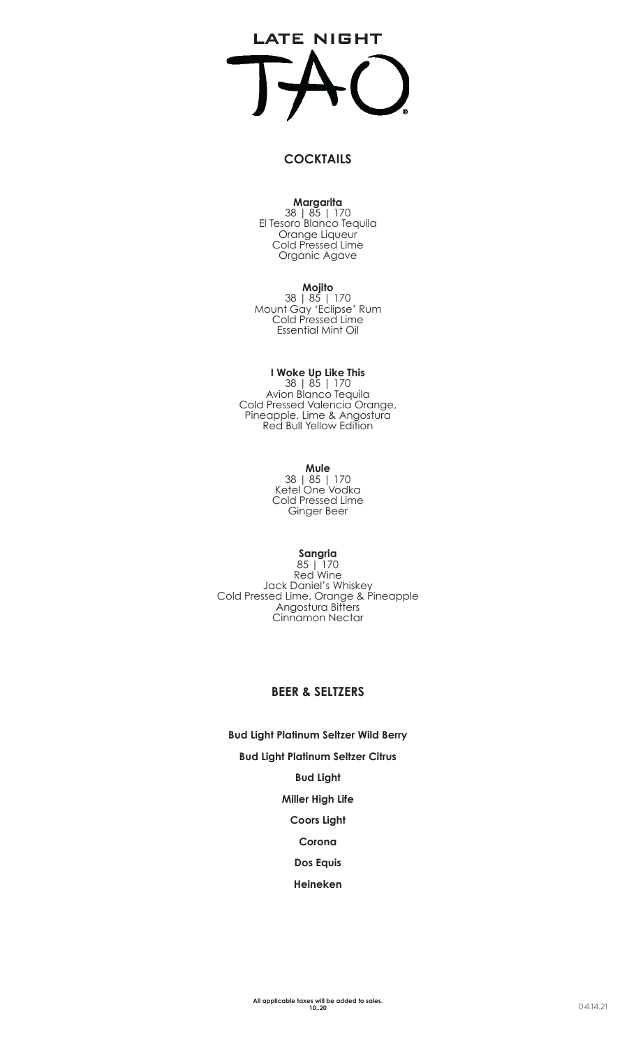# LATE NIGHT TAO

## COCKTAILS

**Margarita**
38 | 85 | 170
El Tesoro Blanco Tequila
Orange Liqueur
Cold Pressed Lime
Organic Agave

**Mojito**
38 | 85 | 170
Mount Gay 'Eclipse' Rum
Cold Pressed Lime
Essential Mint Oil

**I Woke Up Like This**
38 | 85 | 170
Avion Blanco Tequila
Cold Pressed Valencia Orange,
Pineapple, Lime & Angostura
Red Bull Yellow Edition

**Mule**
38 | 85 | 170
Ketel One Vodka
Cold Pressed Lime
Ginger Beer

**Sangria**
85 | 170
Red Wine
Jack Daniel's Whiskey
Cold Pressed Lime, Orange & Pineapple
Angostura Bitters
Cinnamon Nectar

## BEER & SELTZERS

**Bud Light Platinum Seltzer Wild Berry**

**Bud Light Platinum Seltzer Citrus**

**Bud Light**

**Miller High Life**

**Coors Light**

**Corona**

**Dos Equis**

**Heineken**

All applicable taxes will be added to sales.
10..20

04.14.21